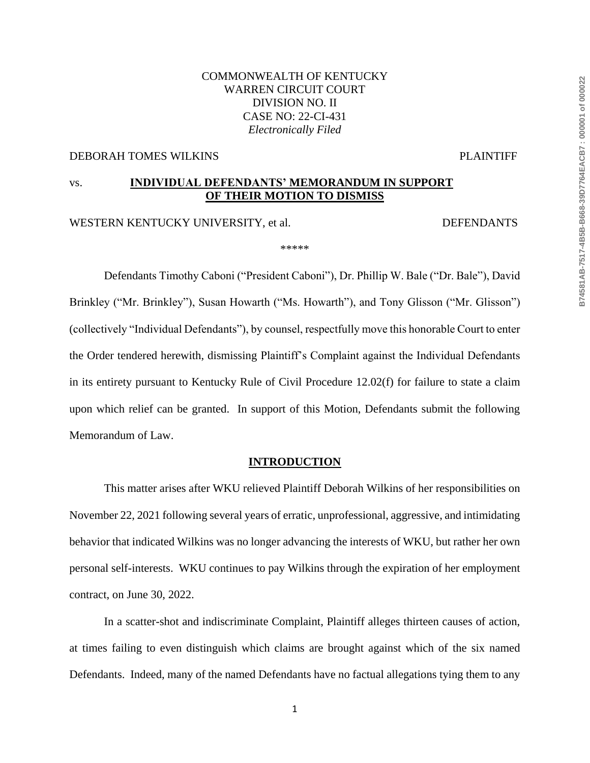COMMONWEALTH OF KENTUCKY
WARREN CIRCUIT COURT
DIVISION NO. II
CASE NO: 22-CI-431
*Electronically Filed*

DEBORAH TOMES WILKINS PLAINTIFF

vs. **INDIVIDUAL DEFENDANTS' MEMORANDUM IN SUPPORT OF THEIR MOTION TO DISMISS**

WESTERN KENTUCKY UNIVERSITY, et al. DEFENDANTS

\*\*\*\*\*

Defendants Timothy Caboni ("President Caboni"), Dr. Phillip W. Bale ("Dr. Bale"), David Brinkley ("Mr. Brinkley"), Susan Howarth ("Ms. Howarth"), and Tony Glisson ("Mr. Glisson") (collectively "Individual Defendants"), by counsel, respectfully move this honorable Court to enter the Order tendered herewith, dismissing Plaintiff's Complaint against the Individual Defendants in its entirety pursuant to Kentucky Rule of Civil Procedure 12.02(f) for failure to state a claim upon which relief can be granted. In support of this Motion, Defendants submit the following Memorandum of Law.

## INTRODUCTION

This matter arises after WKU relieved Plaintiff Deborah Wilkins of her responsibilities on November 22, 2021 following several years of erratic, unprofessional, aggressive, and intimidating behavior that indicated Wilkins was no longer advancing the interests of WKU, but rather her own personal self-interests. WKU continues to pay Wilkins through the expiration of her employment contract, on June 30, 2022.

In a scatter-shot and indiscriminate Complaint, Plaintiff alleges thirteen causes of action, at times failing to even distinguish which claims are brought against which of the six named Defendants. Indeed, many of the named Defendants have no factual allegations tying them to any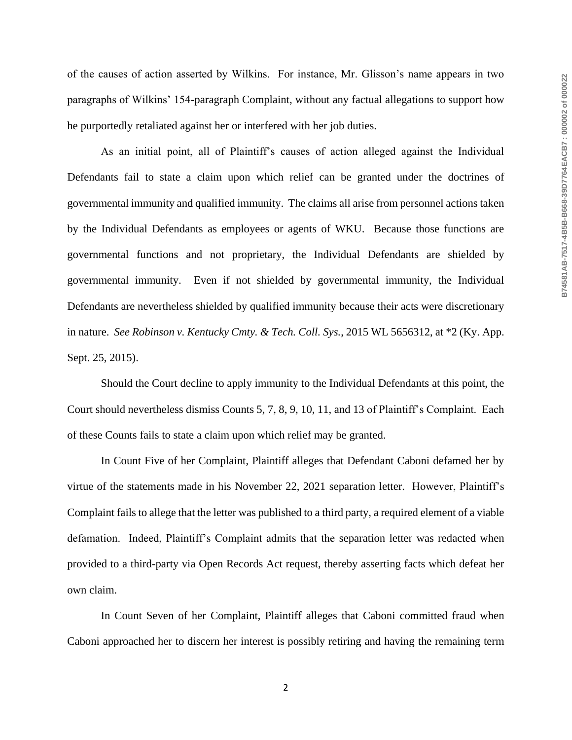of the causes of action asserted by Wilkins. For instance, Mr. Glisson's name appears in two paragraphs of Wilkins' 154-paragraph Complaint, without any factual allegations to support how he purportedly retaliated against her or interfered with her job duties.

As an initial point, all of Plaintiff's causes of action alleged against the Individual Defendants fail to state a claim upon which relief can be granted under the doctrines of governmental immunity and qualified immunity. The claims all arise from personnel actions taken by the Individual Defendants as employees or agents of WKU. Because those functions are governmental functions and not proprietary, the Individual Defendants are shielded by governmental immunity. Even if not shielded by governmental immunity, the Individual Defendants are nevertheless shielded by qualified immunity because their acts were discretionary in nature. *See Robinson v. Kentucky Cmty. & Tech. Coll. Sys.*, 2015 WL 5656312, at *2 (Ky. App. Sept. 25, 2015).

Should the Court decline to apply immunity to the Individual Defendants at this point, the Court should nevertheless dismiss Counts 5, 7, 8, 9, 10, 11, and 13 of Plaintiff's Complaint. Each of these Counts fails to state a claim upon which relief may be granted.

In Count Five of her Complaint, Plaintiff alleges that Defendant Caboni defamed her by virtue of the statements made in his November 22, 2021 separation letter. However, Plaintiff's Complaint fails to allege that the letter was published to a third party, a required element of a viable defamation. Indeed, Plaintiff's Complaint admits that the separation letter was redacted when provided to a third-party via Open Records Act request, thereby asserting facts which defeat her own claim.

In Count Seven of her Complaint, Plaintiff alleges that Caboni committed fraud when Caboni approached her to discern her interest is possibly retiring and having the remaining term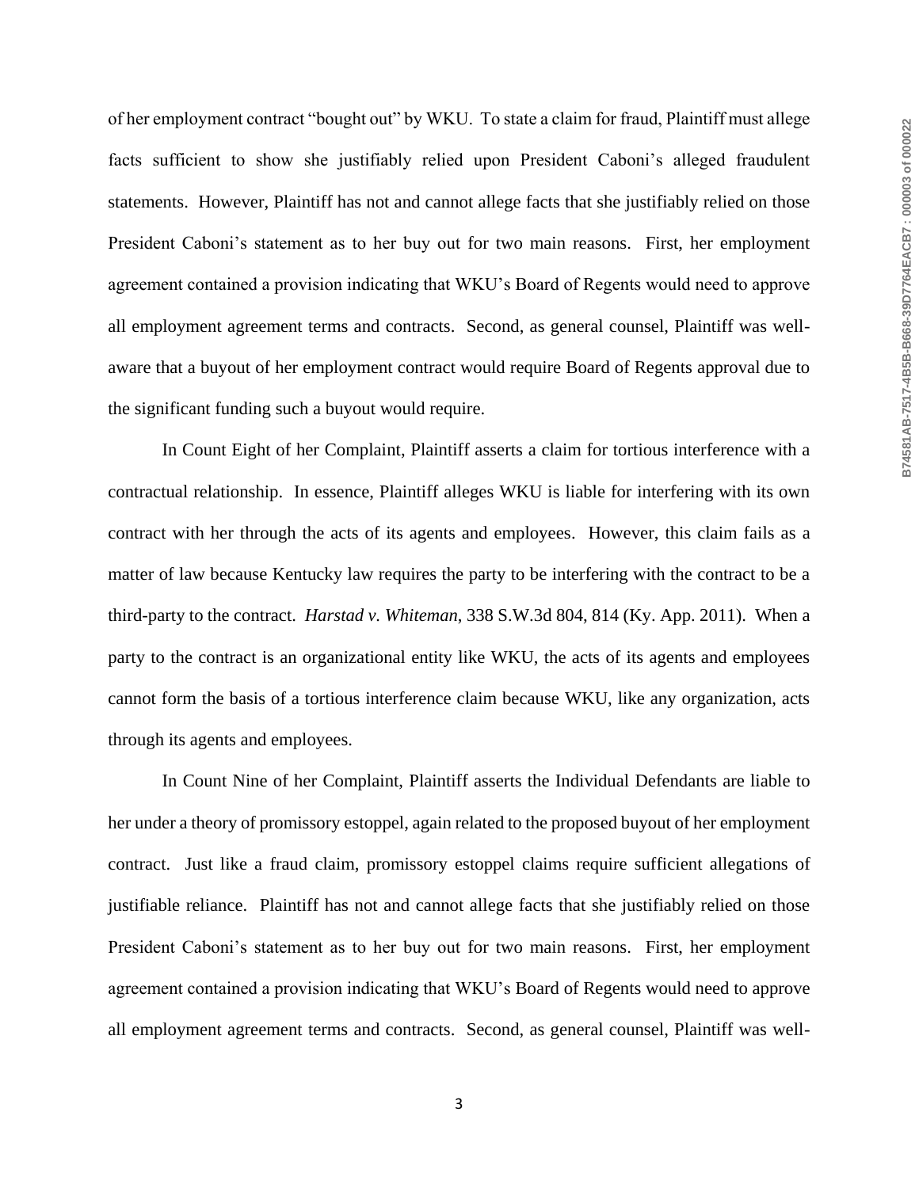of her employment contract "bought out" by WKU. To state a claim for fraud, Plaintiff must allege facts sufficient to show she justifiably relied upon President Caboni's alleged fraudulent statements. However, Plaintiff has not and cannot allege facts that she justifiably relied on those President Caboni's statement as to her buy out for two main reasons. First, her employment agreement contained a provision indicating that WKU's Board of Regents would need to approve all employment agreement terms and contracts. Second, as general counsel, Plaintiff was well-aware that a buyout of her employment contract would require Board of Regents approval due to the significant funding such a buyout would require.

In Count Eight of her Complaint, Plaintiff asserts a claim for tortious interference with a contractual relationship. In essence, Plaintiff alleges WKU is liable for interfering with its own contract with her through the acts of its agents and employees. However, this claim fails as a matter of law because Kentucky law requires the party to be interfering with the contract to be a third-party to the contract. *Harstad v. Whiteman*, 338 S.W.3d 804, 814 (Ky. App. 2011). When a party to the contract is an organizational entity like WKU, the acts of its agents and employees cannot form the basis of a tortious interference claim because WKU, like any organization, acts through its agents and employees.

In Count Nine of her Complaint, Plaintiff asserts the Individual Defendants are liable to her under a theory of promissory estoppel, again related to the proposed buyout of her employment contract. Just like a fraud claim, promissory estoppel claims require sufficient allegations of justifiable reliance. Plaintiff has not and cannot allege facts that she justifiably relied on those President Caboni's statement as to her buy out for two main reasons. First, her employment agreement contained a provision indicating that WKU's Board of Regents would need to approve all employment agreement terms and contracts. Second, as general counsel, Plaintiff was well-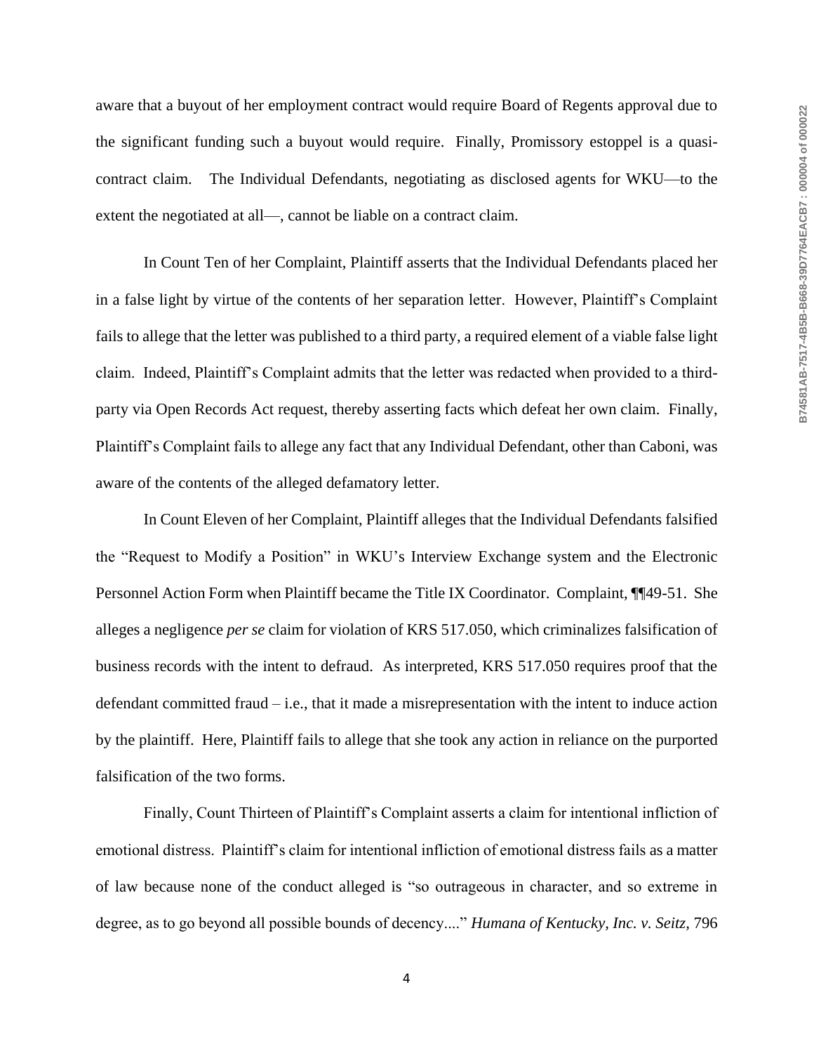aware that a buyout of her employment contract would require Board of Regents approval due to the significant funding such a buyout would require. Finally, Promissory estoppel is a quasi-contract claim. The Individual Defendants, negotiating as disclosed agents for WKU—to the extent the negotiated at all—, cannot be liable on a contract claim.

In Count Ten of her Complaint, Plaintiff asserts that the Individual Defendants placed her in a false light by virtue of the contents of her separation letter. However, Plaintiff's Complaint fails to allege that the letter was published to a third party, a required element of a viable false light claim. Indeed, Plaintiff's Complaint admits that the letter was redacted when provided to a third-party via Open Records Act request, thereby asserting facts which defeat her own claim. Finally, Plaintiff's Complaint fails to allege any fact that any Individual Defendant, other than Caboni, was aware of the contents of the alleged defamatory letter.

In Count Eleven of her Complaint, Plaintiff alleges that the Individual Defendants falsified the "Request to Modify a Position" in WKU's Interview Exchange system and the Electronic Personnel Action Form when Plaintiff became the Title IX Coordinator. Complaint, ¶¶49-51. She alleges a negligence *per se* claim for violation of KRS 517.050, which criminalizes falsification of business records with the intent to defraud. As interpreted, KRS 517.050 requires proof that the defendant committed fraud – i.e., that it made a misrepresentation with the intent to induce action by the plaintiff. Here, Plaintiff fails to allege that she took any action in reliance on the purported falsification of the two forms.

Finally, Count Thirteen of Plaintiff's Complaint asserts a claim for intentional infliction of emotional distress. Plaintiff's claim for intentional infliction of emotional distress fails as a matter of law because none of the conduct alleged is "so outrageous in character, and so extreme in degree, as to go beyond all possible bounds of decency...." *Humana of Kentucky, Inc. v. Seitz,* 796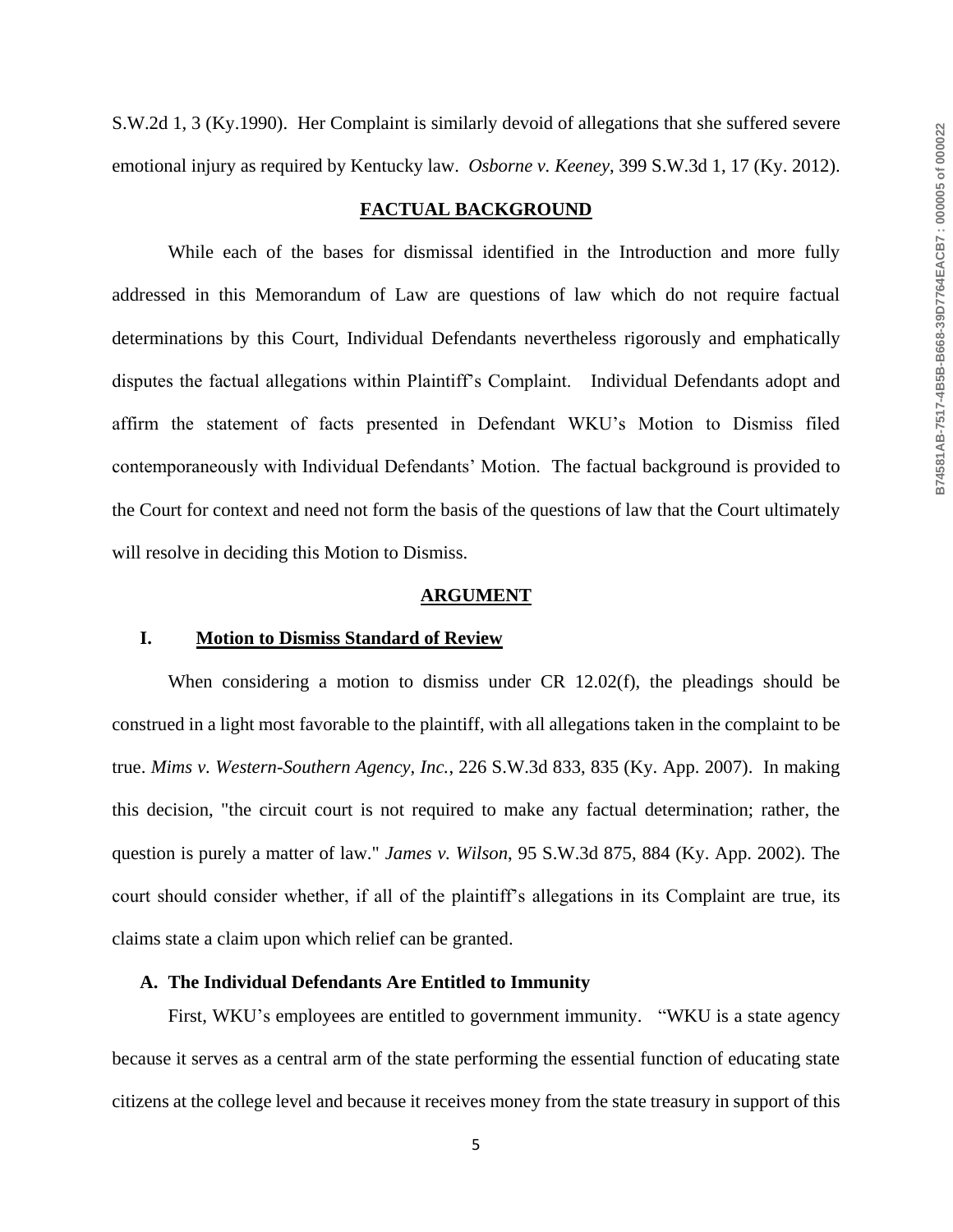S.W.2d 1, 3 (Ky.1990). Her Complaint is similarly devoid of allegations that she suffered severe emotional injury as required by Kentucky law. *Osborne v. Keeney*, 399 S.W.3d 1, 17 (Ky. 2012).

## FACTUAL BACKGROUND

While each of the bases for dismissal identified in the Introduction and more fully addressed in this Memorandum of Law are questions of law which do not require factual determinations by this Court, Individual Defendants nevertheless rigorously and emphatically disputes the factual allegations within Plaintiff's Complaint. Individual Defendants adopt and affirm the statement of facts presented in Defendant WKU's Motion to Dismiss filed contemporaneously with Individual Defendants' Motion. The factual background is provided to the Court for context and need not form the basis of the questions of law that the Court ultimately will resolve in deciding this Motion to Dismiss.

## ARGUMENT

### I. Motion to Dismiss Standard of Review

When considering a motion to dismiss under CR 12.02(f), the pleadings should be construed in a light most favorable to the plaintiff, with all allegations taken in the complaint to be true. *Mims v. Western-Southern Agency, Inc.*, 226 S.W.3d 833, 835 (Ky. App. 2007). In making this decision, "the circuit court is not required to make any factual determination; rather, the question is purely a matter of law." *James v. Wilson*, 95 S.W.3d 875, 884 (Ky. App. 2002). The court should consider whether, if all of the plaintiff's allegations in its Complaint are true, its claims state a claim upon which relief can be granted.

#### A. The Individual Defendants Are Entitled to Immunity

First, WKU's employees are entitled to government immunity. "WKU is a state agency because it serves as a central arm of the state performing the essential function of educating state citizens at the college level and because it receives money from the state treasury in support of this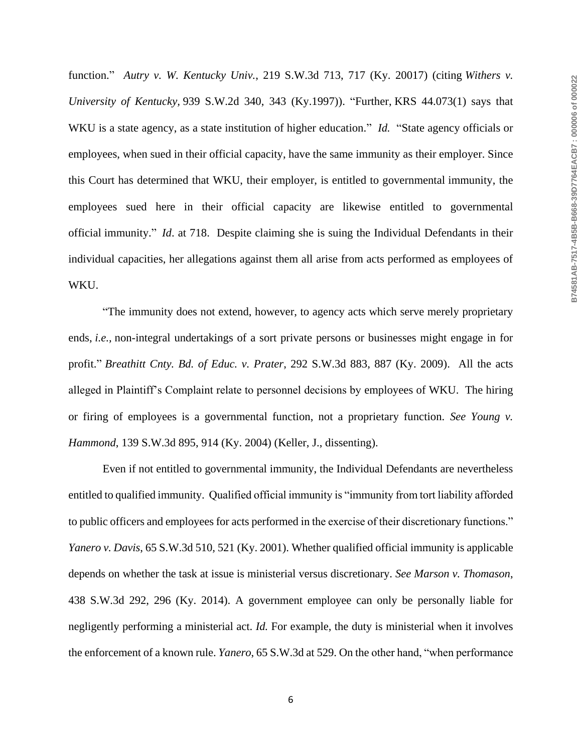function." *Autry v. W. Kentucky Univ.*, 219 S.W.3d 713, 717 (Ky. 20017) (citing *Withers v. University of Kentucky,* 939 S.W.2d 340, 343 (Ky.1997)). "Further, KRS 44.073(1) says that WKU is a state agency, as a state institution of higher education." *Id.* "State agency officials or employees, when sued in their official capacity, have the same immunity as their employer. Since this Court has determined that WKU, their employer, is entitled to governmental immunity, the employees sued here in their official capacity are likewise entitled to governmental official immunity." *Id*. at 718. Despite claiming she is suing the Individual Defendants in their individual capacities, her allegations against them all arise from acts performed as employees of WKU.

"The immunity does not extend, however, to agency acts which serve merely proprietary ends, *i.e.*, non-integral undertakings of a sort private persons or businesses might engage in for profit." *Breathitt Cnty. Bd. of Educ. v. Prater*, 292 S.W.3d 883, 887 (Ky. 2009). All the acts alleged in Plaintiff's Complaint relate to personnel decisions by employees of WKU. The hiring or firing of employees is a governmental function, not a proprietary function. *See Young v. Hammond*, 139 S.W.3d 895, 914 (Ky. 2004) (Keller, J., dissenting).

Even if not entitled to governmental immunity, the Individual Defendants are nevertheless entitled to qualified immunity. Qualified official immunity is "immunity from tort liability afforded to public officers and employees for acts performed in the exercise of their discretionary functions." *Yanero v. Davis*, 65 S.W.3d 510, 521 (Ky. 2001). Whether qualified official immunity is applicable depends on whether the task at issue is ministerial versus discretionary. *See Marson v. Thomason*, 438 S.W.3d 292, 296 (Ky. 2014). A government employee can only be personally liable for negligently performing a ministerial act. *Id.* For example, the duty is ministerial when it involves the enforcement of a known rule. *Yanero*, 65 S.W.3d at 529. On the other hand, "when performance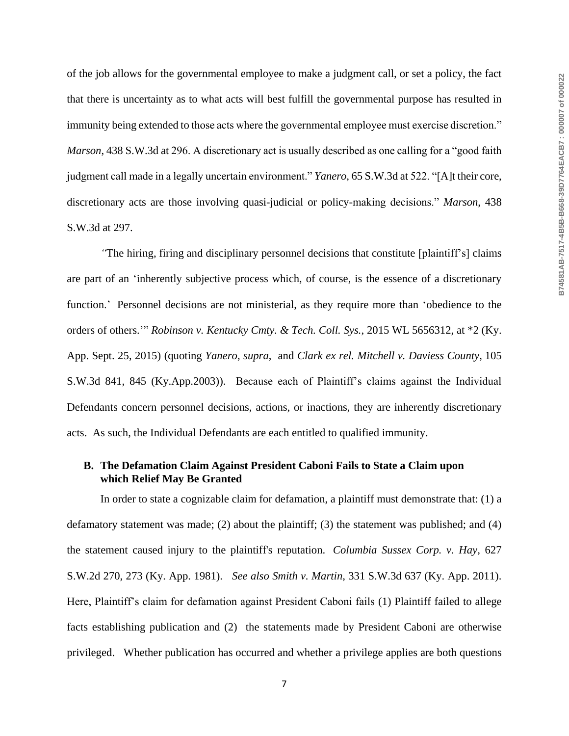of the job allows for the governmental employee to make a judgment call, or set a policy, the fact that there is uncertainty as to what acts will best fulfill the governmental purpose has resulted in immunity being extended to those acts where the governmental employee must exercise discretion." *Marson*, 438 S.W.3d at 296. A discretionary act is usually described as one calling for a "good faith judgment call made in a legally uncertain environment." *Yanero*, 65 S.W.3d at 522. "[A]t their core, discretionary acts are those involving quasi-judicial or policy-making decisions." *Marson*, 438 S.W.3d at 297.

"The hiring, firing and disciplinary personnel decisions that constitute [plaintiff's] claims are part of an 'inherently subjective process which, of course, is the essence of a discretionary function.' Personnel decisions are not ministerial, as they require more than 'obedience to the orders of others.'" *Robinson v. Kentucky Cmty. & Tech. Coll. Sys.*, 2015 WL 5656312, at *2 (Ky. App. Sept. 25, 2015) (quoting *Yanero*, *supra*, and *Clark ex rel. Mitchell v. Daviess County*, 105 S.W.3d 841, 845 (Ky.App.2003)). Because each of Plaintiff's claims against the Individual Defendants concern personnel decisions, actions, or inactions, they are inherently discretionary acts. As such, the Individual Defendants are each entitled to qualified immunity.

### B. The Defamation Claim Against President Caboni Fails to State a Claim upon which Relief May Be Granted

In order to state a cognizable claim for defamation, a plaintiff must demonstrate that: (1) a defamatory statement was made; (2) about the plaintiff; (3) the statement was published; and (4) the statement caused injury to the plaintiff's reputation. *Columbia Sussex Corp. v. Hay*, 627 S.W.2d 270, 273 (Ky. App. 1981). *See also Smith v. Martin*, 331 S.W.3d 637 (Ky. App. 2011). Here, Plaintiff's claim for defamation against President Caboni fails (1) Plaintiff failed to allege facts establishing publication and (2) the statements made by President Caboni are otherwise privileged. Whether publication has occurred and whether a privilege applies are both questions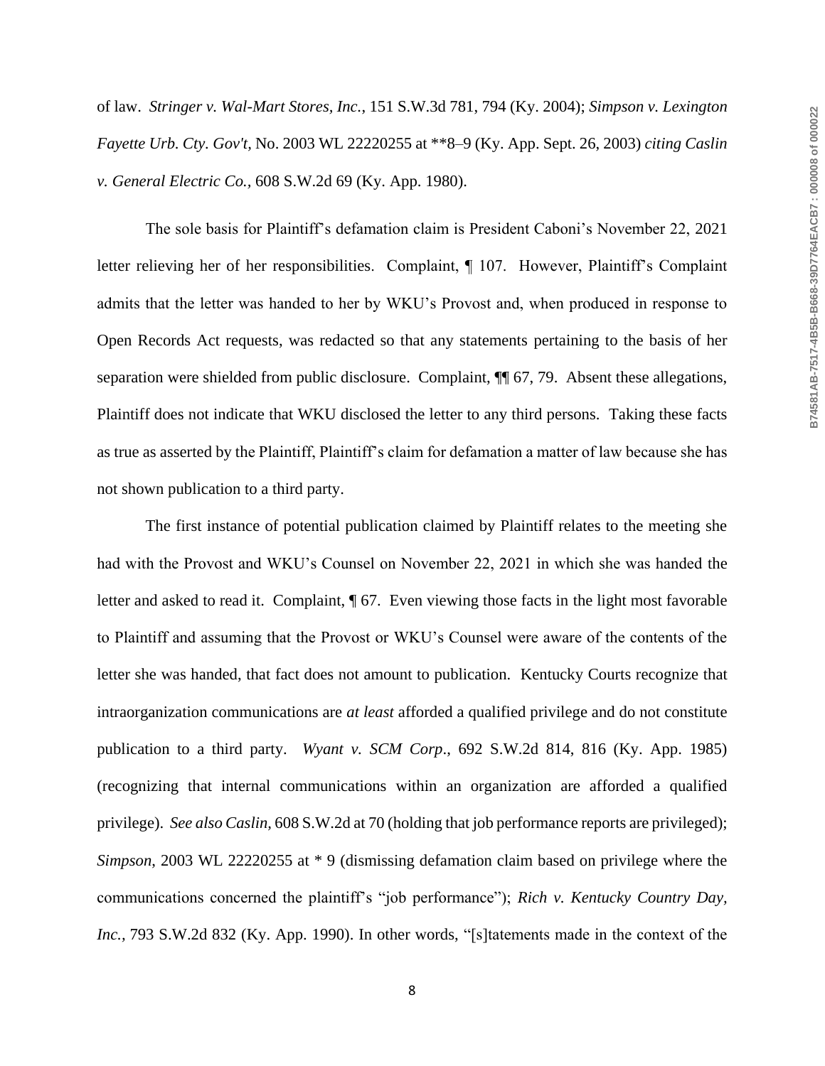of law. *Stringer v. Wal-Mart Stores, Inc.*, 151 S.W.3d 781, 794 (Ky. 2004); *Simpson v. Lexington Fayette Urb. Cty. Gov't*, No. 2003 WL 22220255 at **8–9 (Ky. App. Sept. 26, 2003) *citing Caslin v. General Electric Co.*, 608 S.W.2d 69 (Ky. App. 1980).

The sole basis for Plaintiff's defamation claim is President Caboni's November 22, 2021 letter relieving her of her responsibilities. Complaint, ¶ 107. However, Plaintiff's Complaint admits that the letter was handed to her by WKU's Provost and, when produced in response to Open Records Act requests, was redacted so that any statements pertaining to the basis of her separation were shielded from public disclosure. Complaint, ¶¶ 67, 79. Absent these allegations, Plaintiff does not indicate that WKU disclosed the letter to any third persons. Taking these facts as true as asserted by the Plaintiff, Plaintiff's claim for defamation a matter of law because she has not shown publication to a third party.

The first instance of potential publication claimed by Plaintiff relates to the meeting she had with the Provost and WKU's Counsel on November 22, 2021 in which she was handed the letter and asked to read it. Complaint, ¶ 67. Even viewing those facts in the light most favorable to Plaintiff and assuming that the Provost or WKU's Counsel were aware of the contents of the letter she was handed, that fact does not amount to publication. Kentucky Courts recognize that intraorganization communications are *at least* afforded a qualified privilege and do not constitute publication to a third party. *Wyant v. SCM Corp.*, 692 S.W.2d 814, 816 (Ky. App. 1985) (recognizing that internal communications within an organization are afforded a qualified privilege). *See also Caslin,* 608 S.W.2d at 70 (holding that job performance reports are privileged); *Simpson,* 2003 WL 22220255 at * 9 (dismissing defamation claim based on privilege where the communications concerned the plaintiff's "job performance"); *Rich v. Kentucky Country Day, Inc.*, 793 S.W.2d 832 (Ky. App. 1990). In other words, "[s]tatements made in the context of the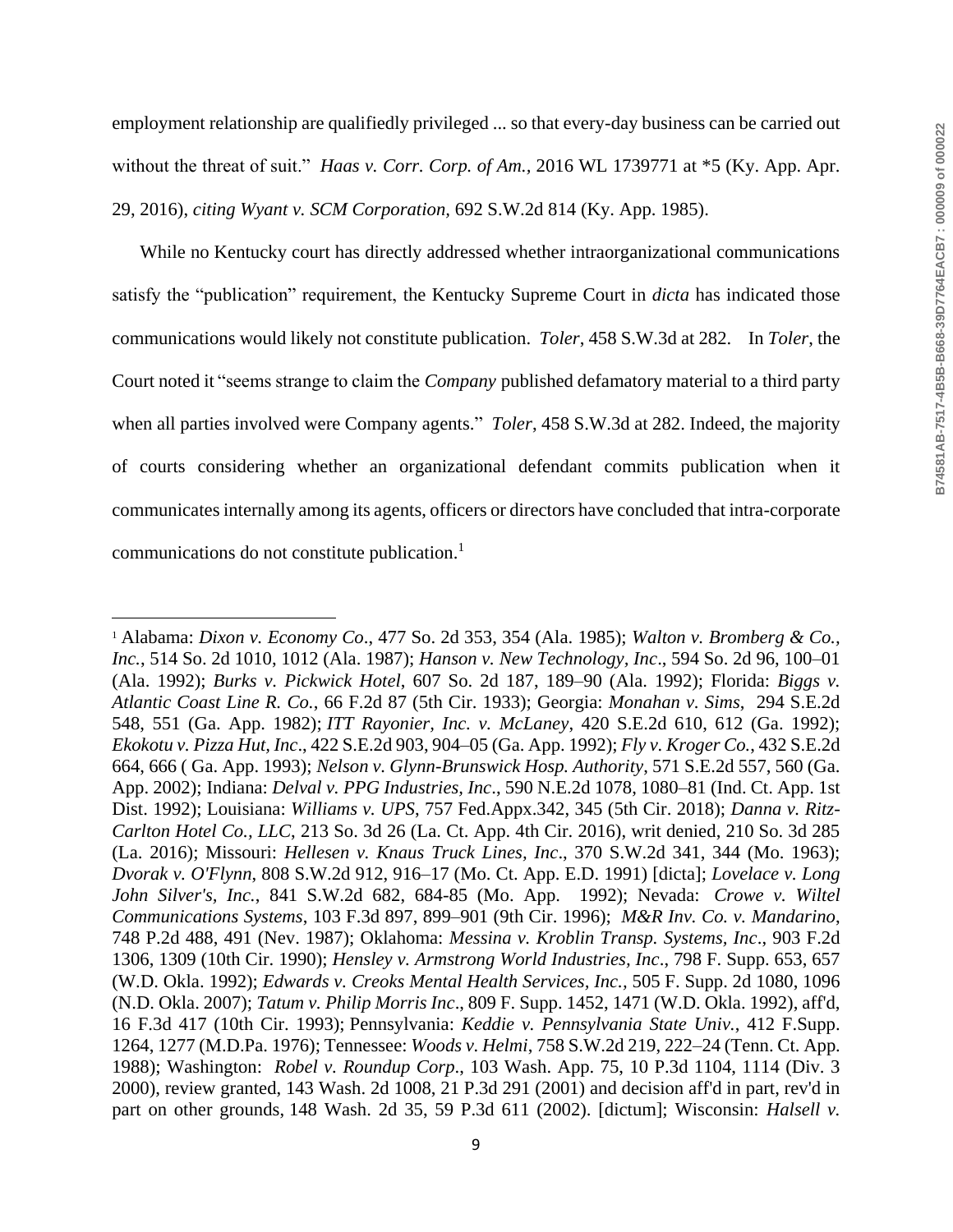employment relationship are qualifiedly privileged ... so that every-day business can be carried out without the threat of suit." *Haas v. Corr. Corp. of Am.*, 2016 WL 1739771 at *5 (Ky. App. Apr. 29, 2016), *citing Wyant v. SCM Corporation*, 692 S.W.2d 814 (Ky. App. 1985).

While no Kentucky court has directly addressed whether intraorganizational communications satisfy the "publication" requirement, the Kentucky Supreme Court in *dicta* has indicated those communications would likely not constitute publication. *Toler*, 458 S.W.3d at 282. In *Toler*, the Court noted it "seems strange to claim the *Company* published defamatory material to a third party when all parties involved were Company agents." *Toler*, 458 S.W.3d at 282. Indeed, the majority of courts considering whether an organizational defendant commits publication when it communicates internally among its agents, officers or directors have concluded that intra-corporate communications do not constitute publication.[1]

---

[1] Alabama: *Dixon v. Economy Co*., 477 So. 2d 353, 354 (Ala. 1985); *Walton v. Bromberg & Co., Inc.*, 514 So. 2d 1010, 1012 (Ala. 1987); *Hanson v. New Technology, Inc*., 594 So. 2d 96, 100–01 (Ala. 1992); *Burks v. Pickwick Hotel*, 607 So. 2d 187, 189–90 (Ala. 1992); Florida: *Biggs v. Atlantic Coast Line R. Co.*, 66 F.2d 87 (5th Cir. 1933); Georgia: *Monahan v. Sims*, 294 S.E.2d 548, 551 (Ga. App. 1982); *ITT Rayonier, Inc. v. McLaney*, 420 S.E.2d 610, 612 (Ga. 1992); *Ekokotu v. Pizza Hut, Inc*., 422 S.E.2d 903, 904–05 (Ga. App. 1992); *Fly v. Kroger Co.*, 432 S.E.2d 664, 666 ( Ga. App. 1993); *Nelson v. Glynn-Brunswick Hosp. Authority*, 571 S.E.2d 557, 560 (Ga. App. 2002); Indiana: *Delval v. PPG Industries, Inc*., 590 N.E.2d 1078, 1080–81 (Ind. Ct. App. 1st Dist. 1992); Louisiana: *Williams v. UPS*, 757 Fed.Appx.342, 345 (5th Cir. 2018); *Danna v. Ritz-Carlton Hotel Co., LLC*, 213 So. 3d 26 (La. Ct. App. 4th Cir. 2016), writ denied, 210 So. 3d 285 (La. 2016); Missouri: *Hellesen v. Knaus Truck Lines, Inc*., 370 S.W.2d 341, 344 (Mo. 1963); *Dvorak v. O'Flynn*, 808 S.W.2d 912, 916–17 (Mo. Ct. App. E.D. 1991) [dicta]; *Lovelace v. Long John Silver's, Inc.*, 841 S.W.2d 682, 684-85 (Mo. App. 1992); Nevada: *Crowe v. Wiltel Communications Systems*, 103 F.3d 897, 899–901 (9th Cir. 1996); *M&R Inv. Co. v. Mandarino*, 748 P.2d 488, 491 (Nev. 1987); Oklahoma: *Messina v. Kroblin Transp. Systems, Inc*., 903 F.2d 1306, 1309 (10th Cir. 1990); *Hensley v. Armstrong World Industries, Inc*., 798 F. Supp. 653, 657 (W.D. Okla. 1992); *Edwards v. Creoks Mental Health Services, Inc.*, 505 F. Supp. 2d 1080, 1096 (N.D. Okla. 2007); *Tatum v. Philip Morris Inc*., 809 F. Supp. 1452, 1471 (W.D. Okla. 1992), aff'd, 16 F.3d 417 (10th Cir. 1993); Pennsylvania: *Keddie v. Pennsylvania State Univ.*, 412 F.Supp. 1264, 1277 (M.D.Pa. 1976); Tennessee: *Woods v. Helmi*, 758 S.W.2d 219, 222–24 (Tenn. Ct. App. 1988); Washington: *Robel v. Roundup Corp*., 103 Wash. App. 75, 10 P.3d 1104, 1114 (Div. 3 2000), review granted, 143 Wash. 2d 1008, 21 P.3d 291 (2001) and decision aff'd in part, rev'd in part on other grounds, 148 Wash. 2d 35, 59 P.3d 611 (2002). [dictum]; Wisconsin: *Halsell v.*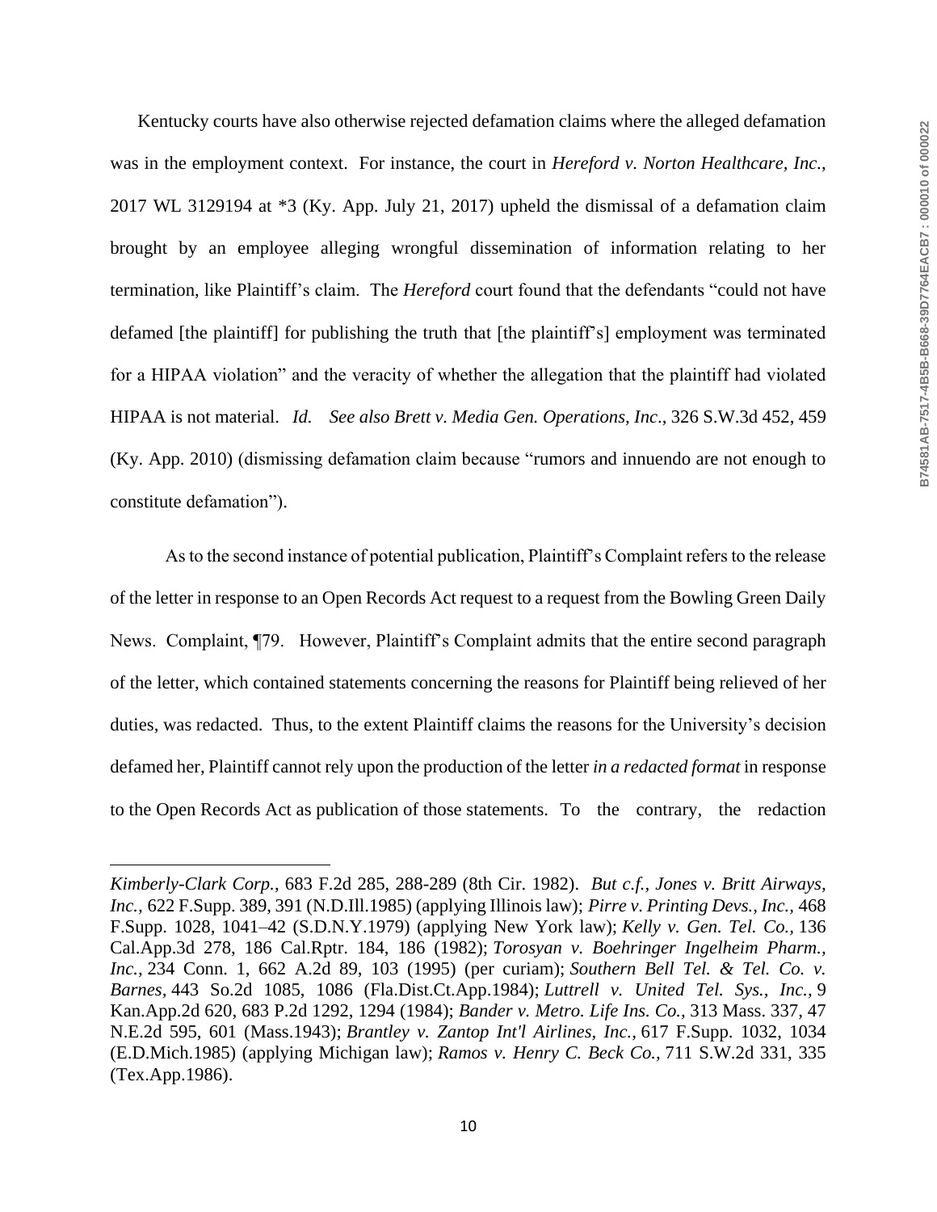Kentucky courts have also otherwise rejected defamation claims where the alleged defamation was in the employment context. For instance, the court in *Hereford v. Norton Healthcare, Inc.*, 2017 WL 3129194 at *3 (Ky. App. July 21, 2017) upheld the dismissal of a defamation claim brought by an employee alleging wrongful dissemination of information relating to her termination, like Plaintiff's claim. The *Hereford* court found that the defendants "could not have defamed [the plaintiff] for publishing the truth that [the plaintiff's] employment was terminated for a HIPAA violation" and the veracity of whether the allegation that the plaintiff had violated HIPAA is not material. *Id.* *See also Brett v. Media Gen. Operations, Inc.*, 326 S.W.3d 452, 459 (Ky. App. 2010) (dismissing defamation claim because "rumors and innuendo are not enough to constitute defamation").

As to the second instance of potential publication, Plaintiff's Complaint refers to the release of the letter in response to an Open Records Act request to a request from the Bowling Green Daily News. Complaint, ¶79. However, Plaintiff's Complaint admits that the entire second paragraph of the letter, which contained statements concerning the reasons for Plaintiff being relieved of her duties, was redacted. Thus, to the extent Plaintiff claims the reasons for the University's decision defamed her, Plaintiff cannot rely upon the production of the letter *in a redacted format* in response to the Open Records Act as publication of those statements. To the contrary, the redaction

---

*Kimberly-Clark Corp.*, 683 F.2d 285, 288-289 (8th Cir. 1982). *But c.f., Jones v. Britt Airways, Inc.,* 622 F.Supp. 389, 391 (N.D.Ill.1985) (applying Illinois law); *Pirre v. Printing Devs., Inc.,* 468 F.Supp. 1028, 1041–42 (S.D.N.Y.1979) (applying New York law); *Kelly v. Gen. Tel. Co.,* 136 Cal.App.3d 278, 186 Cal.Rptr. 184, 186 (1982); *Torosyan v. Boehringer Ingelheim Pharm., Inc.,* 234 Conn. 1, 662 A.2d 89, 103 (1995) (per curiam); *Southern Bell Tel. & Tel. Co. v. Barnes,* 443 So.2d 1085, 1086 (Fla.Dist.Ct.App.1984); *Luttrell v. United Tel. Sys., Inc.,* 9 Kan.App.2d 620, 683 P.2d 1292, 1294 (1984); *Bander v. Metro. Life Ins. Co.,* 313 Mass. 337, 47 N.E.2d 595, 601 (Mass.1943); *Brantley v. Zantop Int'l Airlines, Inc.,* 617 F.Supp. 1032, 1034 (E.D.Mich.1985) (applying Michigan law); *Ramos v. Henry C. Beck Co.,* 711 S.W.2d 331, 335 (Tex.App.1986).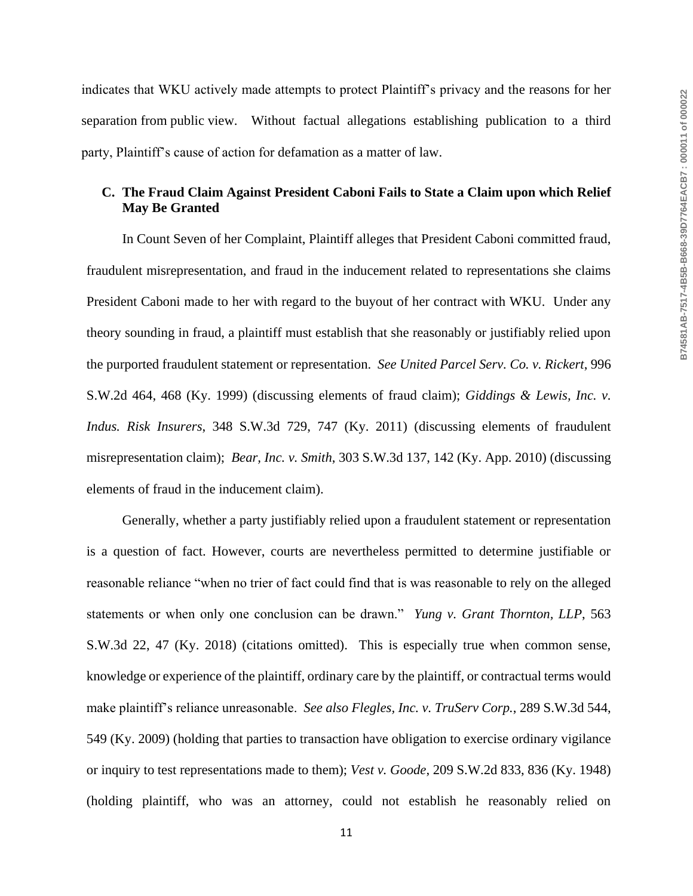indicates that WKU actively made attempts to protect Plaintiff's privacy and the reasons for her separation from public view. Without factual allegations establishing publication to a third party, Plaintiff's cause of action for defamation as a matter of law.

### C. The Fraud Claim Against President Caboni Fails to State a Claim upon which Relief May Be Granted

In Count Seven of her Complaint, Plaintiff alleges that President Caboni committed fraud, fraudulent misrepresentation, and fraud in the inducement related to representations she claims President Caboni made to her with regard to the buyout of her contract with WKU. Under any theory sounding in fraud, a plaintiff must establish that she reasonably or justifiably relied upon the purported fraudulent statement or representation. *See United Parcel Serv. Co. v. Rickert*, 996 S.W.2d 464, 468 (Ky. 1999) (discussing elements of fraud claim); *Giddings & Lewis, Inc. v. Indus. Risk Insurers*, 348 S.W.3d 729, 747 (Ky. 2011) (discussing elements of fraudulent misrepresentation claim); *Bear, Inc. v. Smith*, 303 S.W.3d 137, 142 (Ky. App. 2010) (discussing elements of fraud in the inducement claim).

Generally, whether a party justifiably relied upon a fraudulent statement or representation is a question of fact. However, courts are nevertheless permitted to determine justifiable or reasonable reliance "when no trier of fact could find that is was reasonable to rely on the alleged statements or when only one conclusion can be drawn." *Yung v. Grant Thornton, LLP*, 563 S.W.3d 22, 47 (Ky. 2018) (citations omitted). This is especially true when common sense, knowledge or experience of the plaintiff, ordinary care by the plaintiff, or contractual terms would make plaintiff's reliance unreasonable. *See also Flegles, Inc. v. TruServ Corp.*, 289 S.W.3d 544, 549 (Ky. 2009) (holding that parties to transaction have obligation to exercise ordinary vigilance or inquiry to test representations made to them); *Vest v. Goode*, 209 S.W.2d 833, 836 (Ky. 1948) (holding plaintiff, who was an attorney, could not establish he reasonably relied on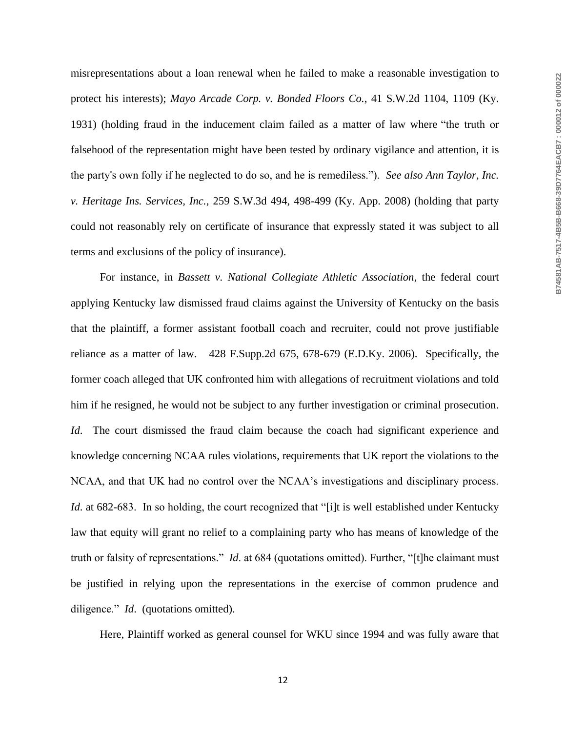misrepresentations about a loan renewal when he failed to make a reasonable investigation to protect his interests); *Mayo Arcade Corp. v. Bonded Floors Co.*, 41 S.W.2d 1104, 1109 (Ky. 1931) (holding fraud in the inducement claim failed as a matter of law where "the truth or falsehood of the representation might have been tested by ordinary vigilance and attention, it is the party's own folly if he neglected to do so, and he is remediless."). *See also Ann Taylor, Inc. v. Heritage Ins. Services, Inc.*, 259 S.W.3d 494, 498-499 (Ky. App. 2008) (holding that party could not reasonably rely on certificate of insurance that expressly stated it was subject to all terms and exclusions of the policy of insurance).

For instance, in *Bassett v. National Collegiate Athletic Association*, the federal court applying Kentucky law dismissed fraud claims against the University of Kentucky on the basis that the plaintiff, a former assistant football coach and recruiter, could not prove justifiable reliance as a matter of law. 428 F.Supp.2d 675, 678-679 (E.D.Ky. 2006). Specifically, the former coach alleged that UK confronted him with allegations of recruitment violations and told him if he resigned, he would not be subject to any further investigation or criminal prosecution. *Id*. The court dismissed the fraud claim because the coach had significant experience and knowledge concerning NCAA rules violations, requirements that UK report the violations to the NCAA, and that UK had no control over the NCAA's investigations and disciplinary process. *Id*. at 682-683. In so holding, the court recognized that "[i]t is well established under Kentucky law that equity will grant no relief to a complaining party who has means of knowledge of the truth or falsity of representations." *Id*. at 684 (quotations omitted). Further, "[t]he claimant must be justified in relying upon the representations in the exercise of common prudence and diligence." *Id*. (quotations omitted).

Here, Plaintiff worked as general counsel for WKU since 1994 and was fully aware that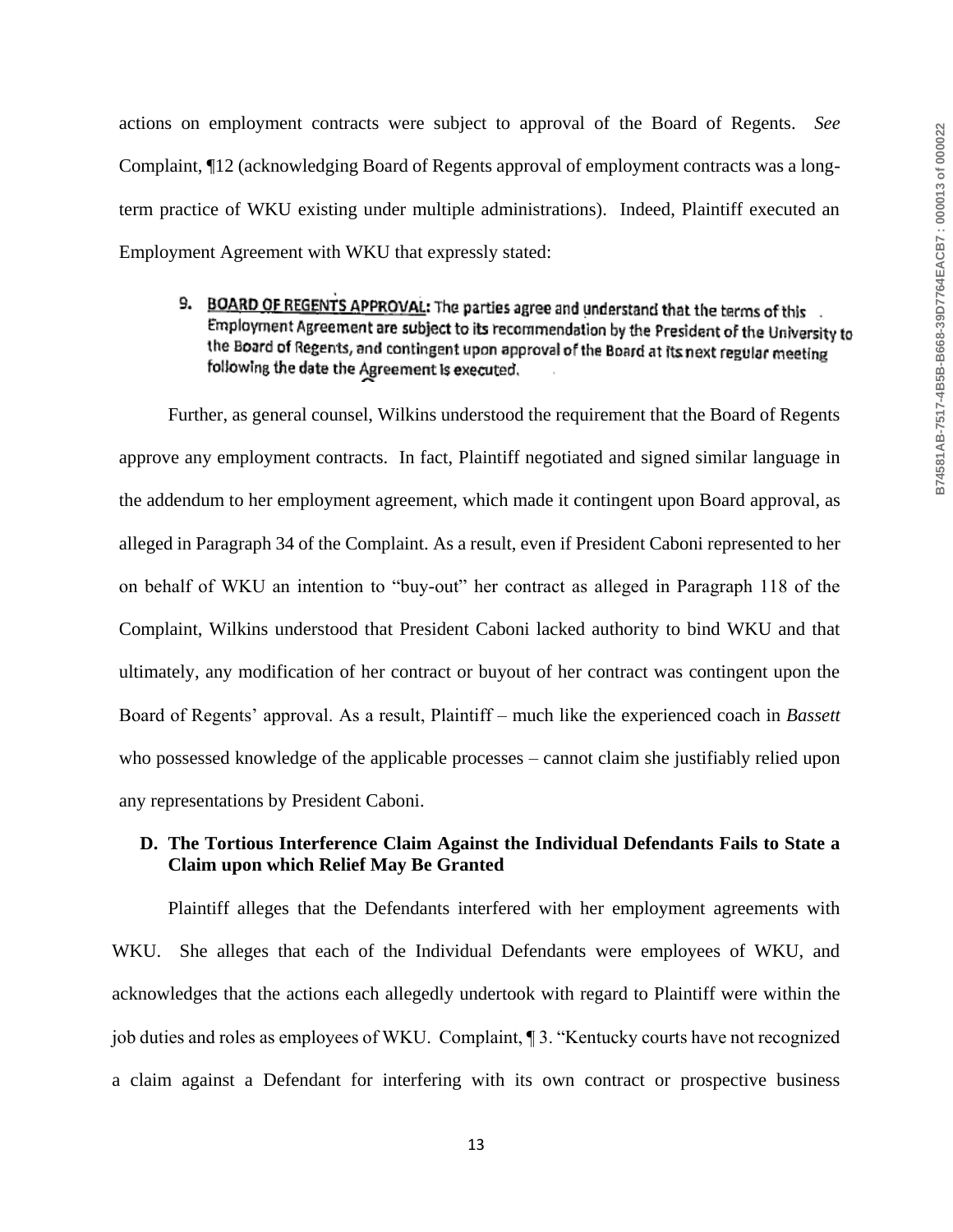actions on employment contracts were subject to approval of the Board of Regents. *See* Complaint, ¶12 (acknowledging Board of Regents approval of employment contracts was a long-term practice of WKU existing under multiple administrations). Indeed, Plaintiff executed an Employment Agreement with WKU that expressly stated:

> 9. **BOARD OF REGENTS APPROVAL:** The parties agree and understand that the terms of this Employment Agreement are subject to its recommendation by the President of the University to the Board of Regents, and contingent upon approval of the Board at its next regular meeting following the date the Agreement is executed.

Further, as general counsel, Wilkins understood the requirement that the Board of Regents approve any employment contracts. In fact, Plaintiff negotiated and signed similar language in the addendum to her employment agreement, which made it contingent upon Board approval, as alleged in Paragraph 34 of the Complaint. As a result, even if President Caboni represented to her on behalf of WKU an intention to "buy-out" her contract as alleged in Paragraph 118 of the Complaint, Wilkins understood that President Caboni lacked authority to bind WKU and that ultimately, any modification of her contract or buyout of her contract was contingent upon the Board of Regents' approval. As a result, Plaintiff – much like the experienced coach in *Bassett* who possessed knowledge of the applicable processes – cannot claim she justifiably relied upon any representations by President Caboni.

### D. The Tortious Interference Claim Against the Individual Defendants Fails to State a Claim upon which Relief May Be Granted

Plaintiff alleges that the Defendants interfered with her employment agreements with WKU. She alleges that each of the Individual Defendants were employees of WKU, and acknowledges that the actions each allegedly undertook with regard to Plaintiff were within the job duties and roles as employees of WKU. Complaint, ¶ 3. "Kentucky courts have not recognized a claim against a Defendant for interfering with its own contract or prospective business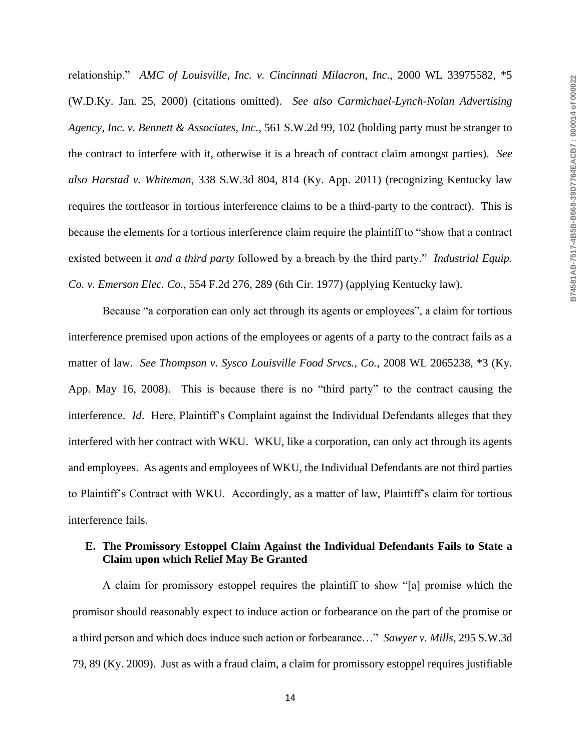relationship." *AMC of Louisville, Inc. v. Cincinnati Milacron, Inc.*, 2000 WL 33975582, *5 (W.D.Ky. Jan. 25, 2000) (citations omitted). *See also Carmichael-Lynch-Nolan Advertising Agency, Inc. v. Bennett & Associates, Inc.*, 561 S.W.2d 99, 102 (holding party must be stranger to the contract to interfere with it, otherwise it is a breach of contract claim amongst parties). *See also Harstad v. Whiteman*, 338 S.W.3d 804, 814 (Ky. App. 2011) (recognizing Kentucky law requires the tortfeasor in tortious interference claims to be a third-party to the contract). This is because the elements for a tortious interference claim require the plaintiff to "show that a contract existed between it *and a third party* followed by a breach by the third party." *Industrial Equip. Co. v. Emerson Elec. Co.*, 554 F.2d 276, 289 (6th Cir. 1977) (applying Kentucky law).

Because "a corporation can only act through its agents or employees", a claim for tortious interference premised upon actions of the employees or agents of a party to the contract fails as a matter of law. *See Thompson v. Sysco Louisville Food Srvcs., Co.*, 2008 WL 2065238, *3 (Ky. App. May 16, 2008). This is because there is no "third party" to the contract causing the interference. *Id*. Here, Plaintiff's Complaint against the Individual Defendants alleges that they interfered with her contract with WKU. WKU, like a corporation, can only act through its agents and employees. As agents and employees of WKU, the Individual Defendants are not third parties to Plaintiff's Contract with WKU. Accordingly, as a matter of law, Plaintiff's claim for tortious interference fails.

**E. The Promissory Estoppel Claim Against the Individual Defendants Fails to State a Claim upon which Relief May Be Granted**

A claim for promissory estoppel requires the plaintiff to show "[a] promise which the promisor should reasonably expect to induce action or forbearance on the part of the promise or a third person and which does induce such action or forbearance…" *Sawyer v. Mills*, 295 S.W.3d 79, 89 (Ky. 2009). Just as with a fraud claim, a claim for promissory estoppel requires justifiable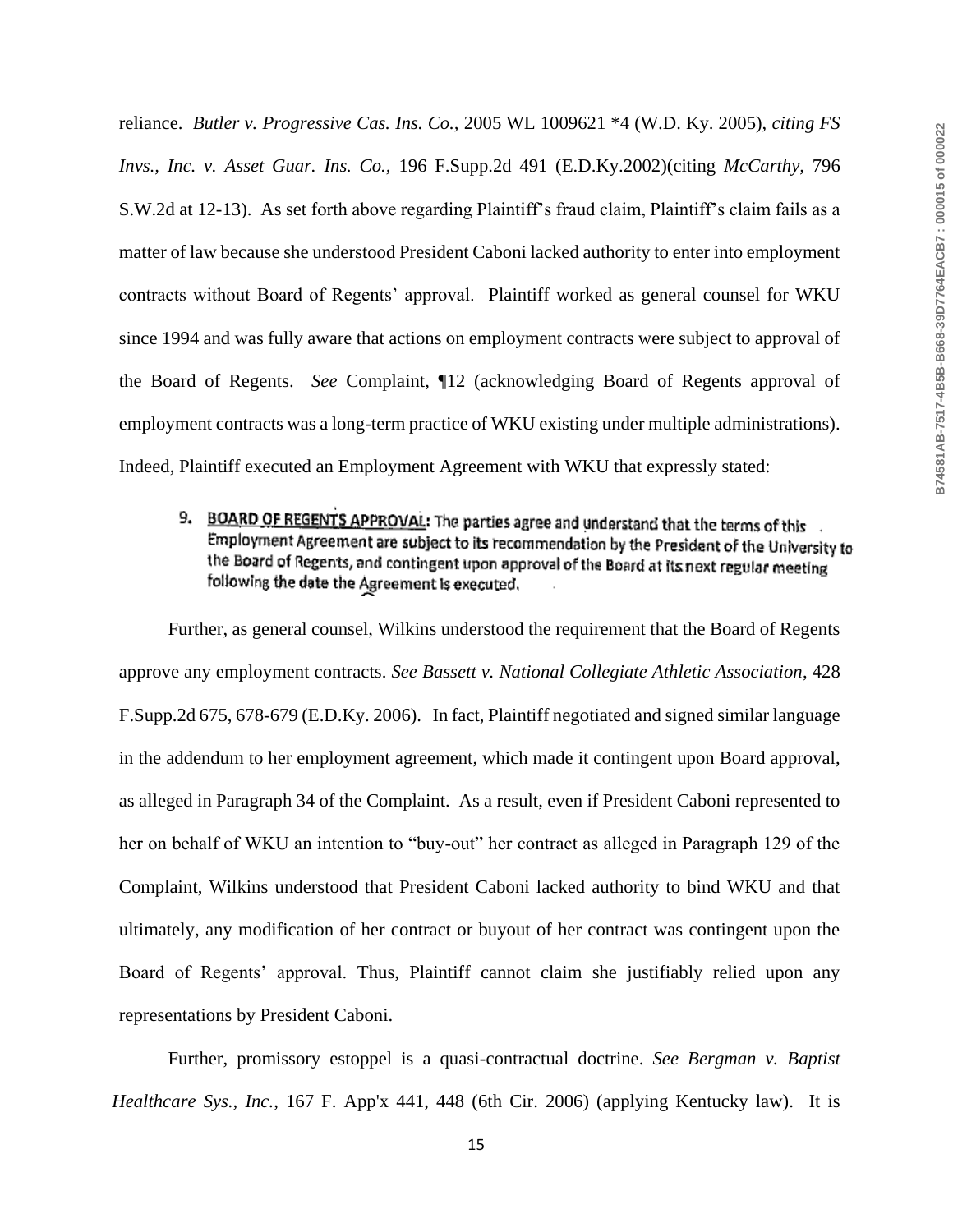reliance. *Butler v. Progressive Cas. Ins. Co.*, 2005 WL 1009621 *4 (W.D. Ky. 2005), *citing FS Invs., Inc. v. Asset Guar. Ins. Co.*, 196 F.Supp.2d 491 (E.D.Ky.2002)(citing *McCarthy*, 796 S.W.2d at 12-13). As set forth above regarding Plaintiff's fraud claim, Plaintiff's claim fails as a matter of law because she understood President Caboni lacked authority to enter into employment contracts without Board of Regents' approval. Plaintiff worked as general counsel for WKU since 1994 and was fully aware that actions on employment contracts were subject to approval of the Board of Regents. *See* Complaint, ¶12 (acknowledging Board of Regents approval of employment contracts was a long-term practice of WKU existing under multiple administrations). Indeed, Plaintiff executed an Employment Agreement with WKU that expressly stated:

> 9. **<u>BOARD OF REGENTS APPROVAL</u>:** The parties agree and understand that the terms of this Employment Agreement are subject to its recommendation by the President of the University to the Board of Regents, and contingent upon approval of the Board at its next regular meeting following the date the Agreement is executed.

Further, as general counsel, Wilkins understood the requirement that the Board of Regents approve any employment contracts. *See Bassett v. National Collegiate Athletic Association*, 428 F.Supp.2d 675, 678-679 (E.D.Ky. 2006). In fact, Plaintiff negotiated and signed similar language in the addendum to her employment agreement, which made it contingent upon Board approval, as alleged in Paragraph 34 of the Complaint. As a result, even if President Caboni represented to her on behalf of WKU an intention to "buy-out" her contract as alleged in Paragraph 129 of the Complaint, Wilkins understood that President Caboni lacked authority to bind WKU and that ultimately, any modification of her contract or buyout of her contract was contingent upon the Board of Regents' approval. Thus, Plaintiff cannot claim she justifiably relied upon any representations by President Caboni.

Further, promissory estoppel is a quasi-contractual doctrine. *See Bergman v. Baptist Healthcare Sys., Inc.*, 167 F. App'x 441, 448 (6th Cir. 2006) (applying Kentucky law). It is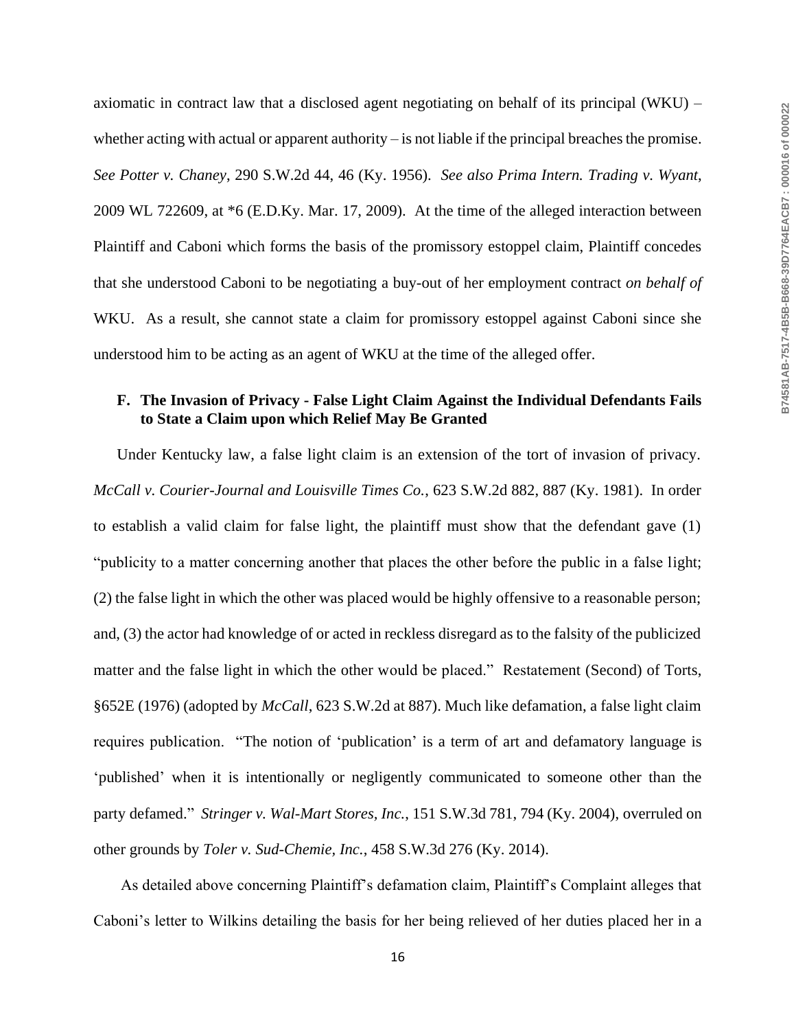axiomatic in contract law that a disclosed agent negotiating on behalf of its principal (WKU) – whether acting with actual or apparent authority – is not liable if the principal breaches the promise. *See Potter v. Chaney*, 290 S.W.2d 44, 46 (Ky. 1956). *See also Prima Intern. Trading v. Wyant*, 2009 WL 722609, at *6 (E.D.Ky. Mar. 17, 2009). At the time of the alleged interaction between Plaintiff and Caboni which forms the basis of the promissory estoppel claim, Plaintiff concedes that she understood Caboni to be negotiating a buy-out of her employment contract *on behalf of* WKU. As a result, she cannot state a claim for promissory estoppel against Caboni since she understood him to be acting as an agent of WKU at the time of the alleged offer.

### F. The Invasion of Privacy - False Light Claim Against the Individual Defendants Fails to State a Claim upon which Relief May Be Granted

Under Kentucky law, a false light claim is an extension of the tort of invasion of privacy. *McCall v. Courier-Journal and Louisville Times Co.*, 623 S.W.2d 882, 887 (Ky. 1981). In order to establish a valid claim for false light, the plaintiff must show that the defendant gave (1) "publicity to a matter concerning another that places the other before the public in a false light; (2) the false light in which the other was placed would be highly offensive to a reasonable person; and, (3) the actor had knowledge of or acted in reckless disregard as to the falsity of the publicized matter and the false light in which the other would be placed." Restatement (Second) of Torts, §652E (1976) (adopted by *McCall*, 623 S.W.2d at 887). Much like defamation, a false light claim requires publication. "The notion of 'publication' is a term of art and defamatory language is 'published' when it is intentionally or negligently communicated to someone other than the party defamed." *Stringer v. Wal-Mart Stores, Inc.*, 151 S.W.3d 781, 794 (Ky. 2004), overruled on other grounds by *Toler v. Sud-Chemie, Inc.*, 458 S.W.3d 276 (Ky. 2014).

As detailed above concerning Plaintiff's defamation claim, Plaintiff's Complaint alleges that Caboni's letter to Wilkins detailing the basis for her being relieved of her duties placed her in a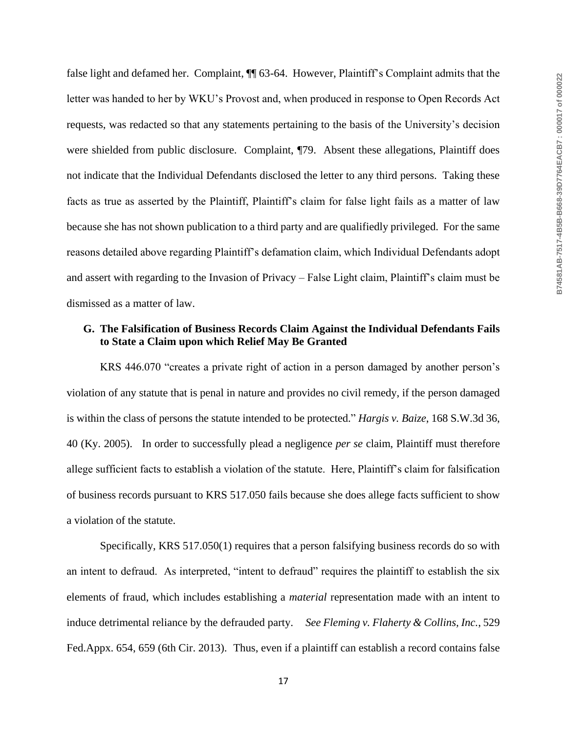false light and defamed her. Complaint, ¶¶ 63-64. However, Plaintiff's Complaint admits that the letter was handed to her by WKU's Provost and, when produced in response to Open Records Act requests, was redacted so that any statements pertaining to the basis of the University's decision were shielded from public disclosure. Complaint, ¶79. Absent these allegations, Plaintiff does not indicate that the Individual Defendants disclosed the letter to any third persons. Taking these facts as true as asserted by the Plaintiff, Plaintiff's claim for false light fails as a matter of law because she has not shown publication to a third party and are qualifiedly privileged. For the same reasons detailed above regarding Plaintiff's defamation claim, which Individual Defendants adopt and assert with regarding to the Invasion of Privacy – False Light claim, Plaintiff's claim must be dismissed as a matter of law.

### G. The Falsification of Business Records Claim Against the Individual Defendants Fails to State a Claim upon which Relief May Be Granted

KRS 446.070 "creates a private right of action in a person damaged by another person's violation of any statute that is penal in nature and provides no civil remedy, if the person damaged is within the class of persons the statute intended to be protected." *Hargis v. Baize*, 168 S.W.3d 36, 40 (Ky. 2005). In order to successfully plead a negligence *per se* claim, Plaintiff must therefore allege sufficient facts to establish a violation of the statute. Here, Plaintiff's claim for falsification of business records pursuant to KRS 517.050 fails because she does allege facts sufficient to show a violation of the statute.

Specifically, KRS 517.050(1) requires that a person falsifying business records do so with an intent to defraud. As interpreted, "intent to defraud" requires the plaintiff to establish the six elements of fraud, which includes establishing a *material* representation made with an intent to induce detrimental reliance by the defrauded party. *See Fleming v. Flaherty & Collins, Inc.*, 529 Fed.Appx. 654, 659 (6th Cir. 2013). Thus, even if a plaintiff can establish a record contains false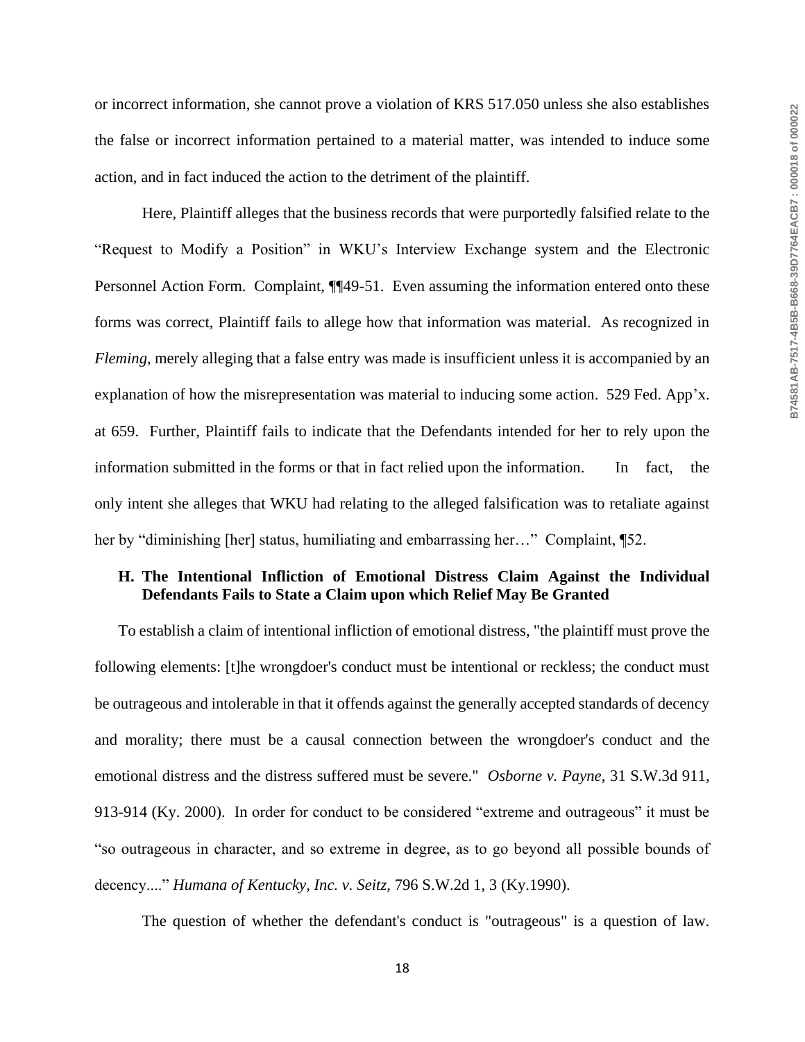or incorrect information, she cannot prove a violation of KRS 517.050 unless she also establishes the false or incorrect information pertained to a material matter, was intended to induce some action, and in fact induced the action to the detriment of the plaintiff.

Here, Plaintiff alleges that the business records that were purportedly falsified relate to the "Request to Modify a Position" in WKU's Interview Exchange system and the Electronic Personnel Action Form. Complaint, ¶¶49-51. Even assuming the information entered onto these forms was correct, Plaintiff fails to allege how that information was material. As recognized in *Fleming*, merely alleging that a false entry was made is insufficient unless it is accompanied by an explanation of how the misrepresentation was material to inducing some action. 529 Fed. App'x. at 659. Further, Plaintiff fails to indicate that the Defendants intended for her to rely upon the information submitted in the forms or that in fact relied upon the information. In fact, the only intent she alleges that WKU had relating to the alleged falsification was to retaliate against her by "diminishing [her] status, humiliating and embarrassing her…" Complaint, ¶52.

### H. The Intentional Infliction of Emotional Distress Claim Against the Individual Defendants Fails to State a Claim upon which Relief May Be Granted

To establish a claim of intentional infliction of emotional distress, "the plaintiff must prove the following elements: [t]he wrongdoer's conduct must be intentional or reckless; the conduct must be outrageous and intolerable in that it offends against the generally accepted standards of decency and morality; there must be a causal connection between the wrongdoer's conduct and the emotional distress and the distress suffered must be severe." *Osborne v. Payne*, 31 S.W.3d 911, 913-914 (Ky. 2000). In order for conduct to be considered "extreme and outrageous" it must be "so outrageous in character, and so extreme in degree, as to go beyond all possible bounds of decency...." *Humana of Kentucky, Inc. v. Seitz*, 796 S.W.2d 1, 3 (Ky.1990).

The question of whether the defendant's conduct is "outrageous" is a question of law.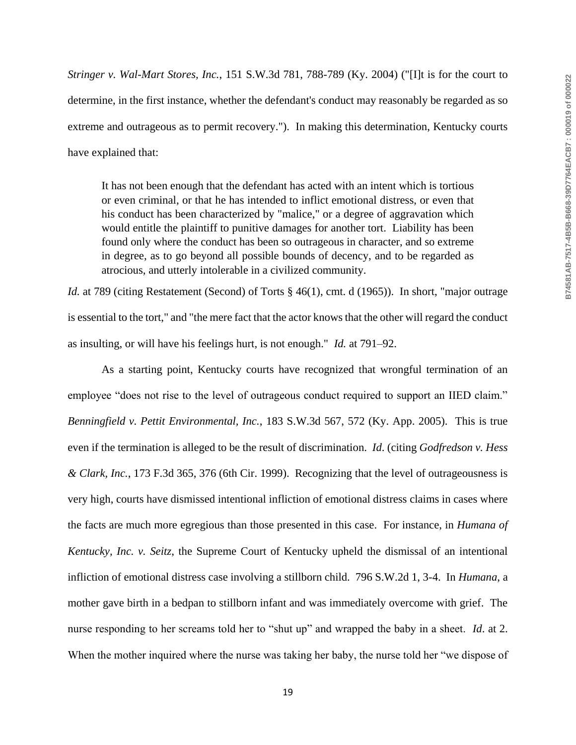*Stringer v. Wal-Mart Stores, Inc.*, 151 S.W.3d 781, 788-789 (Ky. 2004) ("[I]t is for the court to determine, in the first instance, whether the defendant's conduct may reasonably be regarded as so extreme and outrageous as to permit recovery."). In making this determination, Kentucky courts have explained that:

> It has not been enough that the defendant has acted with an intent which is tortious or even criminal, or that he has intended to inflict emotional distress, or even that his conduct has been characterized by "malice," or a degree of aggravation which would entitle the plaintiff to punitive damages for another tort. Liability has been found only where the conduct has been so outrageous in character, and so extreme in degree, as to go beyond all possible bounds of decency, and to be regarded as atrocious, and utterly intolerable in a civilized community.

*Id.* at 789 (citing Restatement (Second) of Torts § 46(1), cmt. d (1965)). In short, "major outrage is essential to the tort," and "the mere fact that the actor knows that the other will regard the conduct as insulting, or will have his feelings hurt, is not enough." *Id.* at 791–92.

As a starting point, Kentucky courts have recognized that wrongful termination of an employee "does not rise to the level of outrageous conduct required to support an IIED claim." *Benningfield v. Pettit Environmental, Inc.*, 183 S.W.3d 567, 572 (Ky. App. 2005). This is true even if the termination is alleged to be the result of discrimination. *Id*. (citing *Godfredson v. Hess & Clark, Inc.*, 173 F.3d 365, 376 (6th Cir. 1999). Recognizing that the level of outrageousness is very high, courts have dismissed intentional infliction of emotional distress claims in cases where the facts are much more egregious than those presented in this case. For instance, in *Humana of Kentucky, Inc. v. Seitz*, the Supreme Court of Kentucky upheld the dismissal of an intentional infliction of emotional distress case involving a stillborn child. 796 S.W.2d 1, 3-4. In *Humana*, a mother gave birth in a bedpan to stillborn infant and was immediately overcome with grief. The nurse responding to her screams told her to "shut up" and wrapped the baby in a sheet. *Id*. at 2. When the mother inquired where the nurse was taking her baby, the nurse told her "we dispose of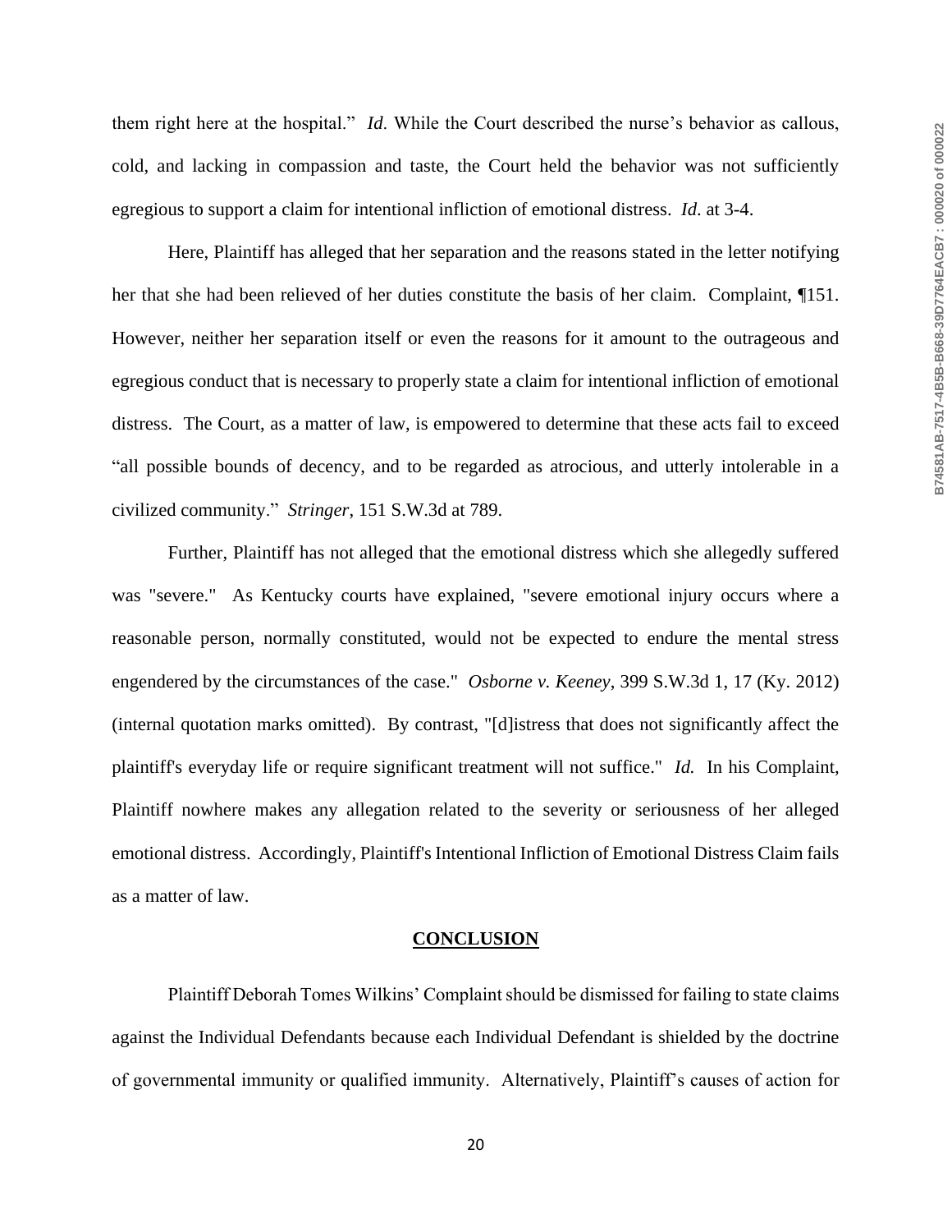them right here at the hospital." *Id*. While the Court described the nurse's behavior as callous, cold, and lacking in compassion and taste, the Court held the behavior was not sufficiently egregious to support a claim for intentional infliction of emotional distress. *Id*. at 3-4.

Here, Plaintiff has alleged that her separation and the reasons stated in the letter notifying her that she had been relieved of her duties constitute the basis of her claim. Complaint, ¶151. However, neither her separation itself or even the reasons for it amount to the outrageous and egregious conduct that is necessary to properly state a claim for intentional infliction of emotional distress. The Court, as a matter of law, is empowered to determine that these acts fail to exceed "all possible bounds of decency, and to be regarded as atrocious, and utterly intolerable in a civilized community." *Stringer*, 151 S.W.3d at 789.

Further, Plaintiff has not alleged that the emotional distress which she allegedly suffered was "severe." As Kentucky courts have explained, "severe emotional injury occurs where a reasonable person, normally constituted, would not be expected to endure the mental stress engendered by the circumstances of the case." *Osborne v. Keeney*, 399 S.W.3d 1, 17 (Ky. 2012) (internal quotation marks omitted). By contrast, "[d]istress that does not significantly affect the plaintiff's everyday life or require significant treatment will not suffice." *Id.* In his Complaint, Plaintiff nowhere makes any allegation related to the severity or seriousness of her alleged emotional distress. Accordingly, Plaintiff's Intentional Infliction of Emotional Distress Claim fails as a matter of law.

## CONCLUSION

Plaintiff Deborah Tomes Wilkins' Complaint should be dismissed for failing to state claims against the Individual Defendants because each Individual Defendant is shielded by the doctrine of governmental immunity or qualified immunity. Alternatively, Plaintiff's causes of action for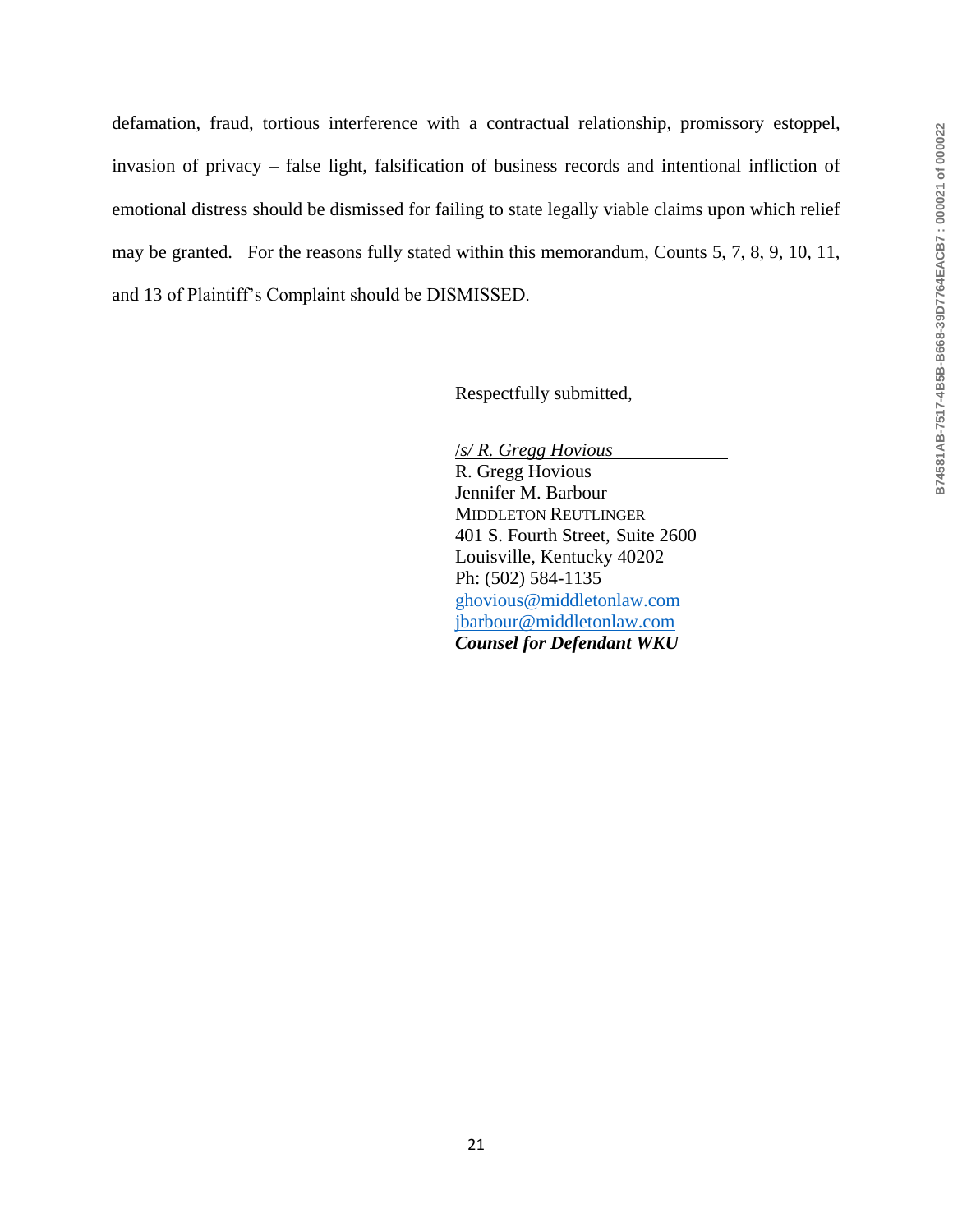defamation, fraud, tortious interference with a contractual relationship, promissory estoppel, invasion of privacy – false light, falsification of business records and intentional infliction of emotional distress should be dismissed for failing to state legally viable claims upon which relief may be granted. For the reasons fully stated within this memorandum, Counts 5, 7, 8, 9, 10, 11, and 13 of Plaintiff's Complaint should be DISMISSED.

Respectfully submitted,

/s/ *R. Gregg Hovious*
R. Gregg Hovious
Jennifer M. Barbour
MIDDLETON REUTLINGER
401 S. Fourth Street, Suite 2600
Louisville, Kentucky 40202
Ph: (502) 584-1135
ghovious@middletonlaw.com
jbarbour@middletonlaw.com
***Counsel for Defendant WKU***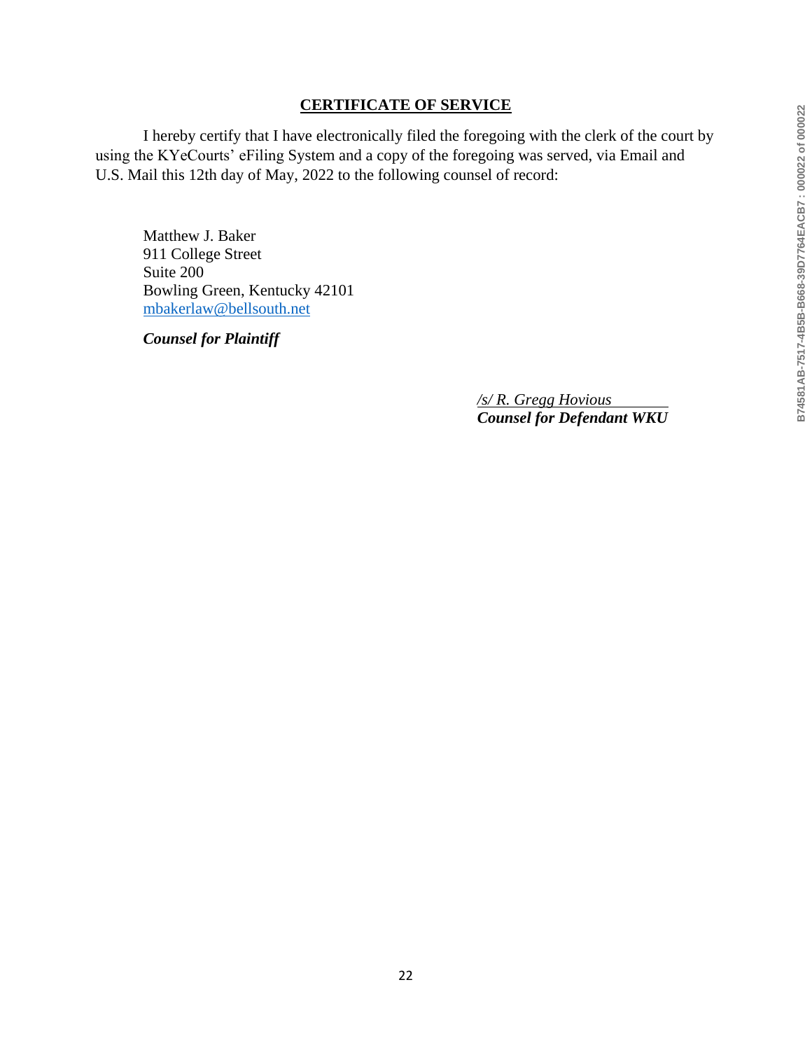## CERTIFICATE OF SERVICE

I hereby certify that I have electronically filed the foregoing with the clerk of the court by using the KYeCourts' eFiling System and a copy of the foregoing was served, via Email and U.S. Mail this 12th day of May, 2022 to the following counsel of record:

Matthew J. Baker
911 College Street
Suite 200
Bowling Green, Kentucky 42101
mbakerlaw@bellsouth.net

***Counsel for Plaintiff***

*/s/ R. Gregg Hovious*
***Counsel for Defendant WKU***